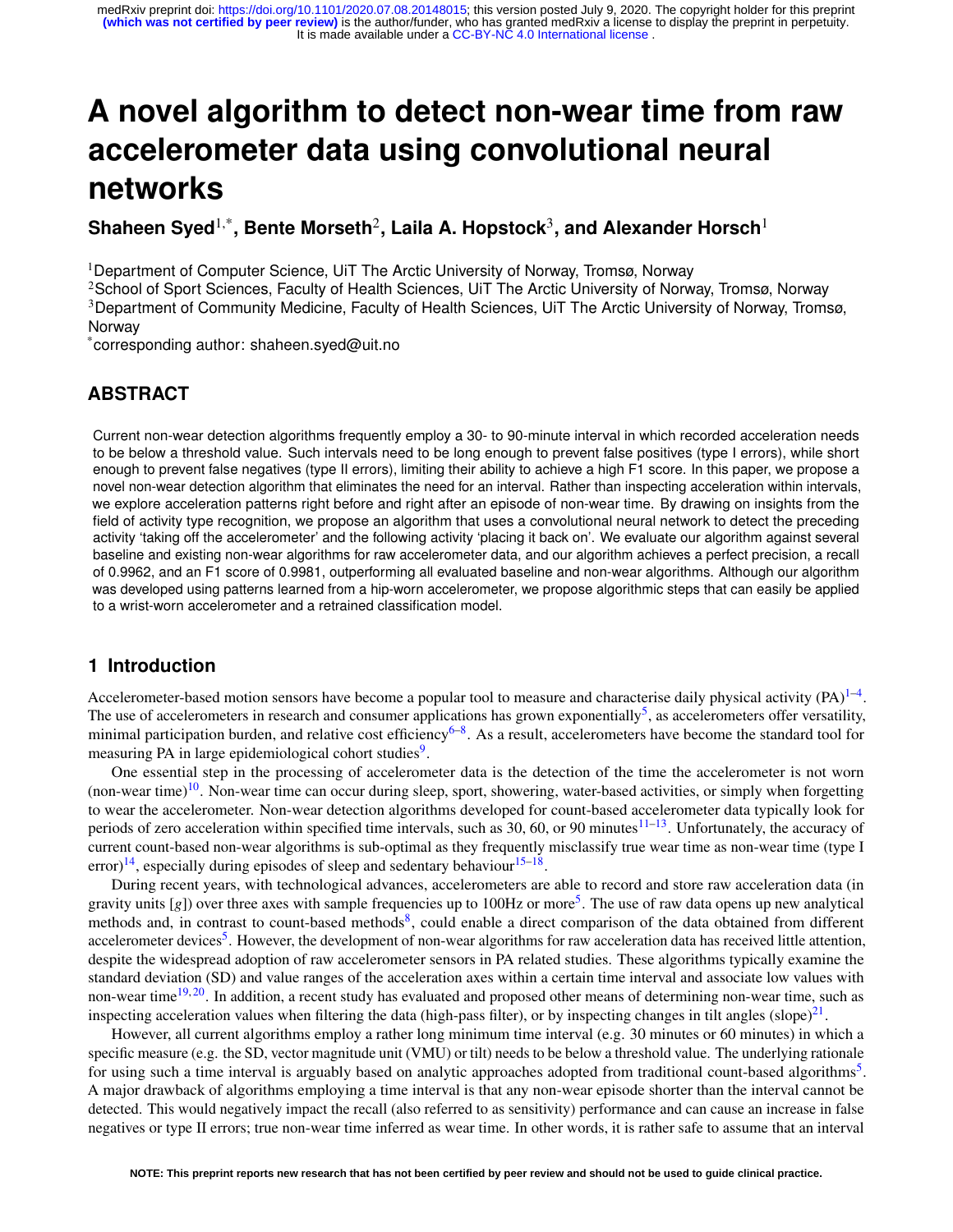# A novel algorithm to detect non-wear time from raw accelerometer data using convolutional neural networks

**Shaheen Syed[1,*], Bente Morseth[2], Laila A. Hopstock[3], and Alexander Horsch[1]**

[1]Department of Computer Science, UiT The Arctic University of Norway, Tromsø, Norway
[2]School of Sport Sciences, Faculty of Health Sciences, UiT The Arctic University of Norway, Tromsø, Norway
[3]Department of Community Medicine, Faculty of Health Sciences, UiT The Arctic University of Norway, Tromsø, Norway
[*]corresponding author: shaheen.syed@uit.no

## ABSTRACT

Current non-wear detection algorithms frequently employ a 30- to 90-minute interval in which recorded acceleration needs to be below a threshold value. Such intervals need to be long enough to prevent false positives (type I errors), while short enough to prevent false negatives (type II errors), limiting their ability to achieve a high F1 score. In this paper, we propose a novel non-wear detection algorithm that eliminates the need for an interval. Rather than inspecting acceleration within intervals, we explore acceleration patterns right before and right after an episode of non-wear time. By drawing on insights from the field of activity type recognition, we propose an algorithm that uses a convolutional neural network to detect the preceding activity 'taking off the accelerometer' and the following activity 'placing it back on'. We evaluate our algorithm against several baseline and existing non-wear algorithms for raw accelerometer data, and our algorithm achieves a perfect precision, a recall of 0.9962, and an F1 score of 0.9981, outperforming all evaluated baseline and non-wear algorithms. Although our algorithm was developed using patterns learned from a hip-worn accelerometer, we propose algorithmic steps that can easily be applied to a wrist-worn accelerometer and a retrained classification model.

## 1 Introduction

Accelerometer-based motion sensors have become a popular tool to measure and characterise daily physical activity (PA)[1–4]. The use of accelerometers in research and consumer applications has grown exponentially[5], as accelerometers offer versatility, minimal participation burden, and relative cost efficiency[6–8]. As a result, accelerometers have become the standard tool for measuring PA in large epidemiological cohort studies[9].

One essential step in the processing of accelerometer data is the detection of the time the accelerometer is not worn (non-wear time)[10]. Non-wear time can occur during sleep, sport, showering, water-based activities, or simply when forgetting to wear the accelerometer. Non-wear detection algorithms developed for count-based accelerometer data typically look for periods of zero acceleration within specified time intervals, such as 30, 60, or 90 minutes[11–13]. Unfortunately, the accuracy of current count-based non-wear algorithms is sub-optimal as they frequently misclassify true wear time as non-wear time (type I error)[14], especially during episodes of sleep and sedentary behaviour[15–18].

During recent years, with technological advances, accelerometers are able to record and store raw acceleration data (in gravity units [*g*]) over three axes with sample frequencies up to 100Hz or more[5]. The use of raw data opens up new analytical methods and, in contrast to count-based methods[8], could enable a direct comparison of the data obtained from different accelerometer devices[5]. However, the development of non-wear algorithms for raw acceleration data has received little attention, despite the widespread adoption of raw accelerometer sensors in PA related studies. These algorithms typically examine the standard deviation (SD) and value ranges of the acceleration axes within a certain time interval and associate low values with non-wear time[19, 20]. In addition, a recent study has evaluated and proposed other means of determining non-wear time, such as inspecting acceleration values when filtering the data (high-pass filter), or by inspecting changes in tilt angles (slope)[21].

However, all current algorithms employ a rather long minimum time interval (e.g. 30 minutes or 60 minutes) in which a specific measure (e.g. the SD, vector magnitude unit (VMU) or tilt) needs to be below a threshold value. The underlying rationale for using such a time interval is arguably based on analytic approaches adopted from traditional count-based algorithms[5]. A major drawback of algorithms employing a time interval is that any non-wear episode shorter than the interval cannot be detected. This would negatively impact the recall (also referred to as sensitivity) performance and can cause an increase in false negatives or type II errors; true non-wear time inferred as wear time. In other words, it is rather safe to assume that an interval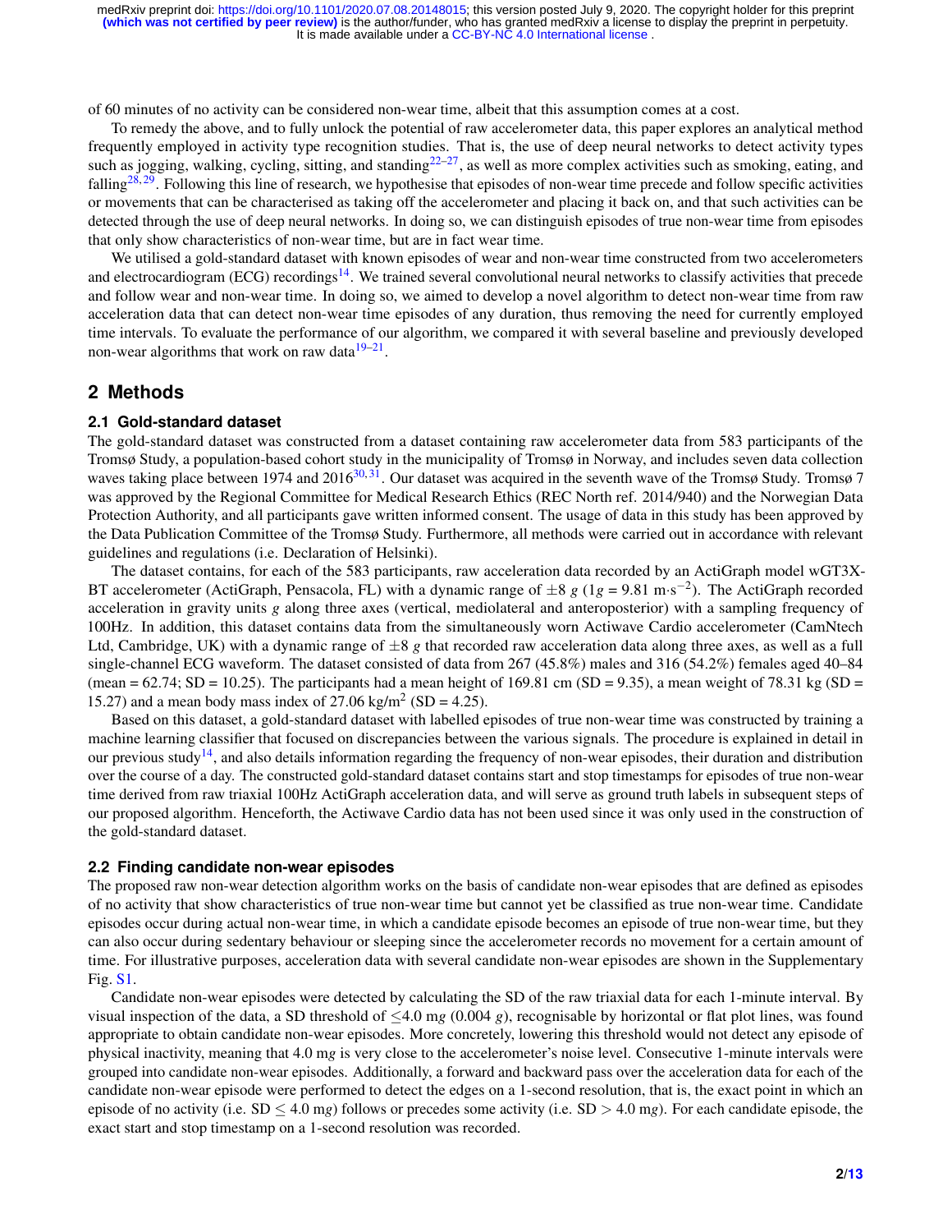of 60 minutes of no activity can be considered non-wear time, albeit that this assumption comes at a cost.

To remedy the above, and to fully unlock the potential of raw accelerometer data, this paper explores an analytical method frequently employed in activity type recognition studies. That is, the use of deep neural networks to detect activity types such as jogging, walking, cycling, sitting, and standing[22–27], as well as more complex activities such as smoking, eating, and falling[28,29]. Following this line of research, we hypothesise that episodes of non-wear time precede and follow specific activities or movements that can be characterised as taking off the accelerometer and placing it back on, and that such activities can be detected through the use of deep neural networks. In doing so, we can distinguish episodes of true non-wear time from episodes that only show characteristics of non-wear time, but are in fact wear time.

We utilised a gold-standard dataset with known episodes of wear and non-wear time constructed from two accelerometers and electrocardiogram (ECG) recordings[14]. We trained several convolutional neural networks to classify activities that precede and follow wear and non-wear time. In doing so, we aimed to develop a novel algorithm to detect non-wear time from raw acceleration data that can detect non-wear time episodes of any duration, thus removing the need for currently employed time intervals. To evaluate the performance of our algorithm, we compared it with several baseline and previously developed non-wear algorithms that work on raw data[19–21].

## 2 Methods

### 2.1 Gold-standard dataset

The gold-standard dataset was constructed from a dataset containing raw accelerometer data from 583 participants of the Tromsø Study, a population-based cohort study in the municipality of Tromsø in Norway, and includes seven data collection waves taking place between 1974 and 2016[30,31]. Our dataset was acquired in the seventh wave of the Tromsø Study. Tromsø 7 was approved by the Regional Committee for Medical Research Ethics (REC North ref. 2014/940) and the Norwegian Data Protection Authority, and all participants gave written informed consent. The usage of data in this study has been approved by the Data Publication Committee of the Tromsø Study. Furthermore, all methods were carried out in accordance with relevant guidelines and regulations (i.e. Declaration of Helsinki).

The dataset contains, for each of the 583 participants, raw acceleration data recorded by an ActiGraph model wGT3X-BT accelerometer (ActiGraph, Pensacola, FL) with a dynamic range of $\pm 8$ $g$ ($1g = 9.81$ m$\cdot$s$^{-2}$). The ActiGraph recorded acceleration in gravity units $g$ along three axes (vertical, mediolateral and anteroposterior) with a sampling frequency of 100Hz. In addition, this dataset contains data from the simultaneously worn Actiwave Cardio accelerometer (CamNtech Ltd, Cambridge, UK) with a dynamic range of $\pm 8$ $g$ that recorded raw acceleration data along three axes, as well as a full single-channel ECG waveform. The dataset consisted of data from 267 (45.8%) males and 316 (54.2%) females aged 40–84 (mean = 62.74; SD = 10.25). The participants had a mean height of 169.81 cm (SD = 9.35), a mean weight of 78.31 kg (SD = 15.27) and a mean body mass index of 27.06 kg/m$^2$ (SD = 4.25).

Based on this dataset, a gold-standard dataset with labelled episodes of true non-wear time was constructed by training a machine learning classifier that focused on discrepancies between the various signals. The procedure is explained in detail in our previous study[14], and also details information regarding the frequency of non-wear episodes, their duration and distribution over the course of a day. The constructed gold-standard dataset contains start and stop timestamps for episodes of true non-wear time derived from raw triaxial 100Hz ActiGraph acceleration data, and will serve as ground truth labels in subsequent steps of our proposed algorithm. Henceforth, the Actiwave Cardio data has not been used since it was only used in the construction of the gold-standard dataset.

### 2.2 Finding candidate non-wear episodes

The proposed raw non-wear detection algorithm works on the basis of candidate non-wear episodes that are defined as episodes of no activity that show characteristics of true non-wear time but cannot yet be classified as true non-wear time. Candidate episodes occur during actual non-wear time, in which a candidate episode becomes an episode of true non-wear time, but they can also occur during sedentary behaviour or sleeping since the accelerometer records no movement for a certain amount of time. For illustrative purposes, acceleration data with several candidate non-wear episodes are shown in the Supplementary Fig. S1.

Candidate non-wear episodes were detected by calculating the SD of the raw triaxial data for each 1-minute interval. By visual inspection of the data, a SD threshold of $\leq 4.0$ m$g$ (0.004 $g$), recognisable by horizontal or flat plot lines, was found appropriate to obtain candidate non-wear episodes. More concretely, lowering this threshold would not detect any episode of physical inactivity, meaning that 4.0 m$g$ is very close to the accelerometer's noise level. Consecutive 1-minute intervals were grouped into candidate non-wear episodes. Additionally, a forward and backward pass over the acceleration data for each of the candidate non-wear episode were performed to detect the edges on a 1-second resolution, that is, the exact point in which an episode of no activity (i.e. SD $\leq$ 4.0 m$g$) follows or precedes some activity (i.e. SD $>$ 4.0 m$g$). For each candidate episode, the exact start and stop timestamp on a 1-second resolution was recorded.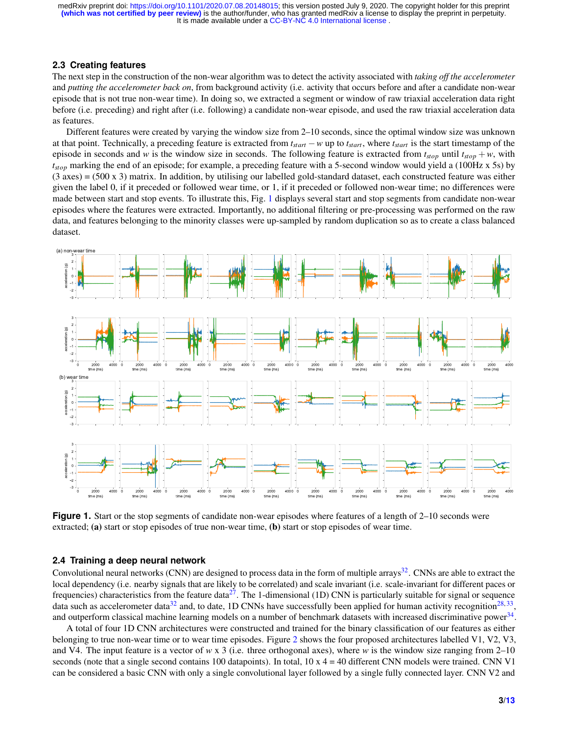## 2.3 Creating features

The next step in the construction of the non-wear algorithm was to detect the activity associated with *taking off the accelerometer* and *putting the accelerometer back on*, from background activity (i.e. activity that occurs before and after a candidate non-wear episode that is not true non-wear time). In doing so, we extracted a segment or window of raw triaxial acceleration data right before (i.e. preceding) and right after (i.e. following) a candidate non-wear episode, and used the raw triaxial acceleration data as features.

Different features were created by varying the window size from 2–10 seconds, since the optimal window size was unknown at that point. Technically, a preceding feature is extracted from $t_{start} - w$ up to $t_{start}$, where $t_{start}$ is the start timestamp of the episode in seconds and $w$ is the window size in seconds. The following feature is extracted from $t_{stop}$ until $t_{stop} + w$, with $t_{stop}$ marking the end of an episode; for example, a preceding feature with a 5-second window would yield a (100Hz x 5s) by (3 axes) = (500 x 3) matrix. In addition, by utilising our labelled gold-standard dataset, each constructed feature was either given the label 0, if it preceded or followed wear time, or 1, if it preceded or followed non-wear time; no differences were made between start and stop events. To illustrate this, Fig. 1 displays several start and stop segments from candidate non-wear episodes where the features were extracted. Importantly, no additional filtering or pre-processing was performed on the raw data, and features belonging to the minority classes were up-sampled by random duplication so as to create a class balanced dataset.

**Figure 1.** Start or the stop segments of candidate non-wear episodes where features of a length of 2–10 seconds were extracted; **(a)** start or stop episodes of true non-wear time, **(b)** start or stop episodes of wear time.

## 2.4 Training a deep neural network

Convolutional neural networks (CNN) are designed to process data in the form of multiple arrays[32]. CNNs are able to extract the local dependency (i.e. nearby signals that are likely to be correlated) and scale invariant (i.e. scale-invariant for different paces or frequencies) characteristics from the feature data[27]. The 1-dimensional (1D) CNN is particularly suitable for signal or sequence data such as accelerometer data[32] and, to date, 1D CNNs have successfully been applied for human activity recognition[28,33], and outperform classical machine learning models on a number of benchmark datasets with increased discriminative power[34].

A total of four 1D CNN architectures were constructed and trained for the binary classification of our features as either belonging to true non-wear time or to wear time episodes. Figure 2 shows the four proposed architectures labelled V1, V2, V3, and V4. The input feature is a vector of $w$ x 3 (i.e. three orthogonal axes), where $w$ is the window size ranging from 2–10 seconds (note that a single second contains 100 datapoints). In total, 10 x 4 = 40 different CNN models were trained. CNN V1 can be considered a basic CNN with only a single convolutional layer followed by a single fully connected layer. CNN V2 and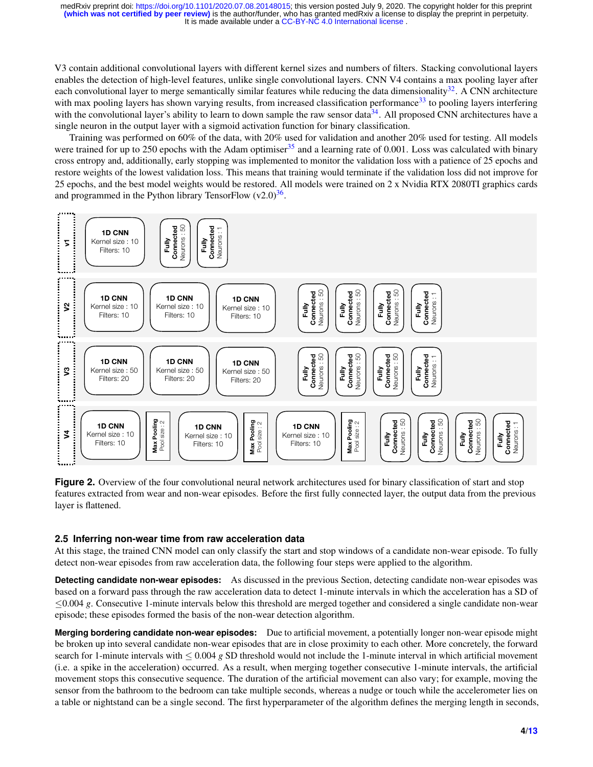V3 contain additional convolutional layers with different kernel sizes and numbers of filters. Stacking convolutional layers enables the detection of high-level features, unlike single convolutional layers. CNN V4 contains a max pooling layer after each convolutional layer to merge semantically similar features while reducing the data dimensionality[32]. A CNN architecture with max pooling layers has shown varying results, from increased classification performance[33] to pooling layers interfering with the convolutional layer's ability to learn to down sample the raw sensor data[34]. All proposed CNN architectures have a single neuron in the output layer with a sigmoid activation function for binary classification.

Training was performed on 60% of the data, with 20% used for validation and another 20% used for testing. All models were trained for up to 250 epochs with the Adam optimiser[35] and a learning rate of 0.001. Loss was calculated with binary cross entropy and, additionally, early stopping was implemented to monitor the validation loss with a patience of 25 epochs and restore weights of the lowest validation loss. This means that training would terminate if the validation loss did not improve for 25 epochs, and the best model weights would be restored. All models were trained on 2 x Nvidia RTX 2080TI graphics cards and programmed in the Python library TensorFlow (v2.0)[36].

**Figure 2.** Overview of the four convolutional neural network architectures used for binary classification of start and stop features extracted from wear and non-wear episodes. Before the first fully connected layer, the output data from the previous layer is flattened.

## 2.5 Inferring non-wear time from raw acceleration data

At this stage, the trained CNN model can only classify the start and stop windows of a candidate non-wear episode. To fully detect non-wear episodes from raw acceleration data, the following four steps were applied to the algorithm.

**Detecting candidate non-wear episodes:** As discussed in the previous Section, detecting candidate non-wear episodes was based on a forward pass through the raw acceleration data to detect 1-minute intervals in which the acceleration has a SD of $\leq$0.004 $g$. Consecutive 1-minute intervals below this threshold are merged together and considered a single candidate non-wear episode; these episodes formed the basis of the non-wear detection algorithm.

**Merging bordering candidate non-wear episodes:** Due to artificial movement, a potentially longer non-wear episode might be broken up into several candidate non-wear episodes that are in close proximity to each other. More concretely, the forward search for 1-minute intervals with $\leq$ 0.004 $g$ SD threshold would not include the 1-minute interval in which artificial movement (i.e. a spike in the acceleration) occurred. As a result, when merging together consecutive 1-minute intervals, the artificial movement stops this consecutive sequence. The duration of the artificial movement can also vary; for example, moving the sensor from the bathroom to the bedroom can take multiple seconds, whereas a nudge or touch while the accelerometer lies on a table or nightstand can be a single second. The first hyperparameter of the algorithm defines the merging length in seconds,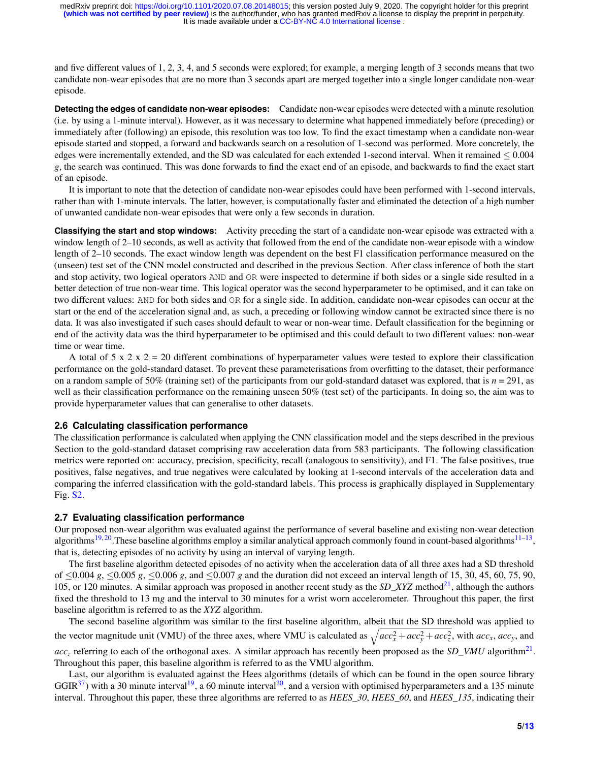and five different values of 1, 2, 3, 4, and 5 seconds were explored; for example, a merging length of 3 seconds means that two candidate non-wear episodes that are no more than 3 seconds apart are merged together into a single longer candidate non-wear episode.

**Detecting the edges of candidate non-wear episodes:** Candidate non-wear episodes were detected with a minute resolution (i.e. by using a 1-minute interval). However, as it was necessary to determine what happened immediately before (preceding) or immediately after (following) an episode, this resolution was too low. To find the exact timestamp when a candidate non-wear episode started and stopped, a forward and backwards search on a resolution of 1-second was performed. More concretely, the edges were incrementally extended, and the SD was calculated for each extended 1-second interval. When it remained $\leq 0.004$ $g$, the search was continued. This was done forwards to find the exact end of an episode, and backwards to find the exact start of an episode.

It is important to note that the detection of candidate non-wear episodes could have been performed with 1-second intervals, rather than with 1-minute intervals. The latter, however, is computationally faster and eliminated the detection of a high number of unwanted candidate non-wear episodes that were only a few seconds in duration.

**Classifying the start and stop windows:** Activity preceding the start of a candidate non-wear episode was extracted with a window length of 2–10 seconds, as well as activity that followed from the end of the candidate non-wear episode with a window length of 2–10 seconds. The exact window length was dependent on the best F1 classification performance measured on the (unseen) test set of the CNN model constructed and described in the previous Section. After class inference of both the start and stop activity, two logical operators `AND` and `OR` were inspected to determine if both sides or a single side resulted in a better detection of true non-wear time. This logical operator was the second hyperparameter to be optimised, and it can take on two different values: `AND` for both sides and `OR` for a single side. In addition, candidate non-wear episodes can occur at the start or the end of the acceleration signal and, as such, a preceding or following window cannot be extracted since there is no data. It was also investigated if such cases should default to wear or non-wear time. Default classification for the beginning or end of the activity data was the third hyperparameter to be optimised and this could default to two different values: non-wear time or wear time.

A total of 5 x 2 x 2 = 20 different combinations of hyperparameter values were tested to explore their classification performance on the gold-standard dataset. To prevent these parameterisations from overfitting to the dataset, their performance on a random sample of 50% (training set) of the participants from our gold-standard dataset was explored, that is $n$ = 291, as well as their classification performance on the remaining unseen 50% (test set) of the participants. In doing so, the aim was to provide hyperparameter values that can generalise to other datasets.

### 2.6 Calculating classification performance

The classification performance is calculated when applying the CNN classification model and the steps described in the previous Section to the gold-standard dataset comprising raw acceleration data from 583 participants. The following classification metrics were reported on: accuracy, precision, specificity, recall (analogous to sensitivity), and F1. The false positives, true positives, false negatives, and true negatives were calculated by looking at 1-second intervals of the acceleration data and comparing the inferred classification with the gold-standard labels. This process is graphically displayed in Supplementary Fig. S2.

### 2.7 Evaluating classification performance

Our proposed non-wear algorithm was evaluated against the performance of several baseline and existing non-wear detection algorithms[19, 20].These baseline algorithms employ a similar analytical approach commonly found in count-based algorithms[11–13], that is, detecting episodes of no activity by using an interval of varying length.

The first baseline algorithm detected episodes of no activity when the acceleration data of all three axes had a SD threshold of $\leq$0.004 $g$, $\leq$0.005 $g$, $\leq$0.006 $g$, and $\leq$0.007 $g$ and the duration did not exceed an interval length of 15, 30, 45, 60, 75, 90, 105, or 120 minutes. A similar approach was proposed in another recent study as the *SD_XYZ* method[21], although the authors fixed the threshold to 13 m$g$ and the interval to 30 minutes for a wrist worn accelerometer. Throughout this paper, the first baseline algorithm is referred to as the *XYZ* algorithm.

The second baseline algorithm was similar to the first baseline algorithm, albeit that the SD threshold was applied to the vector magnitude unit (VMU) of the three axes, where VMU is calculated as $\sqrt{acc_x^2 + acc_y^2 + acc_z^2}$, with $acc_x$, $acc_y$, and $acc_z$ referring to each of the orthogonal axes. A similar approach has recently been proposed as the *SD_VMU* algorithm[21]. Throughout this paper, this baseline algorithm is referred to as the VMU algorithm.

Last, our algorithm is evaluated against the Hees algorithms (details of which can be found in the open source library GGIR[37]) with a 30 minute interval[19], a 60 minute interval[20], and a version with optimised hyperparameters and a 135 minute interval. Throughout this paper, these three algorithms are referred to as *HEES_30*, *HEES_60*, and *HEES_135*, indicating their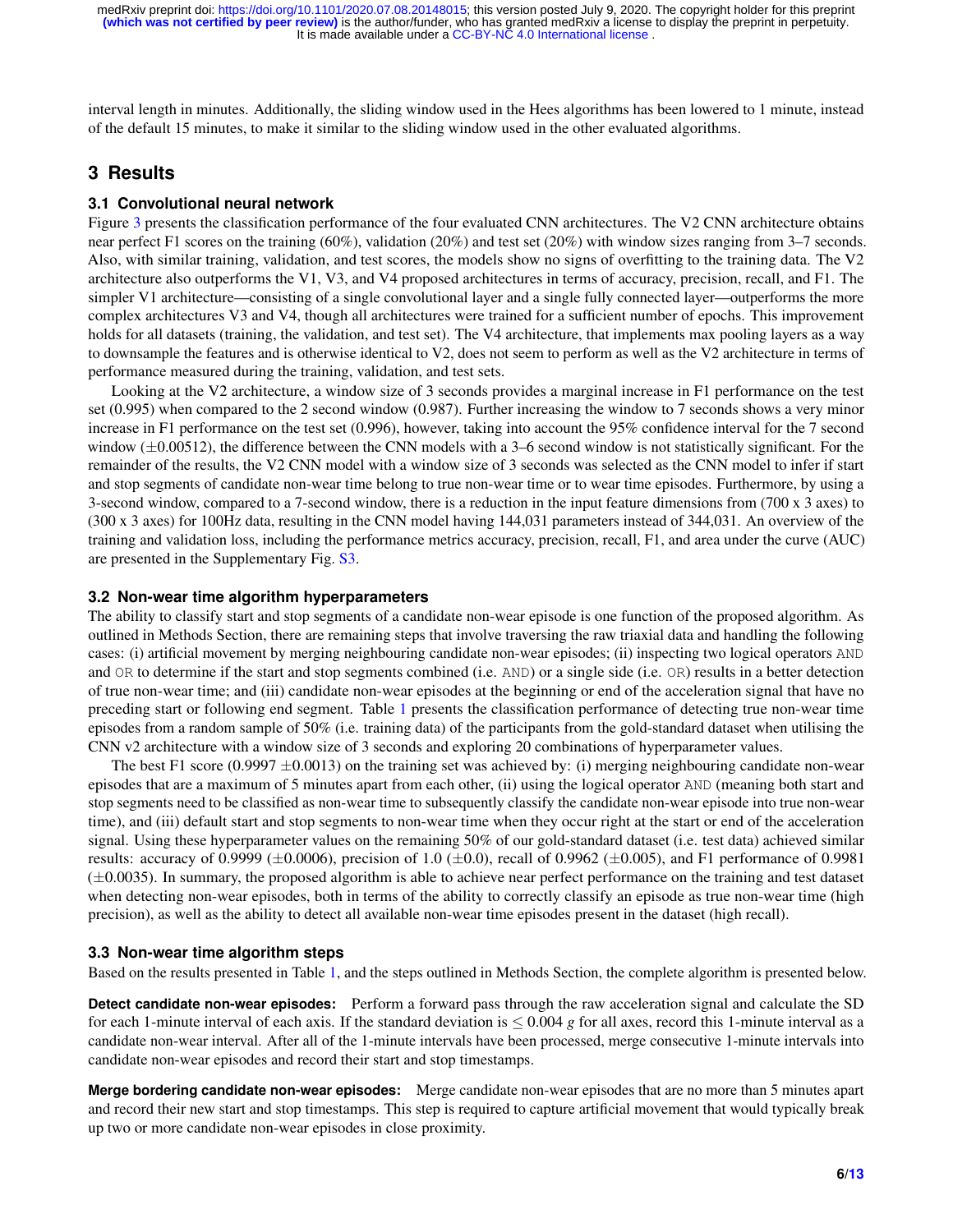interval length in minutes. Additionally, the sliding window used in the Hees algorithms has been lowered to 1 minute, instead of the default 15 minutes, to make it similar to the sliding window used in the other evaluated algorithms.

## 3 Results

### 3.1 Convolutional neural network

Figure 3 presents the classification performance of the four evaluated CNN architectures. The V2 CNN architecture obtains near perfect F1 scores on the training (60%), validation (20%) and test set (20%) with window sizes ranging from 3–7 seconds. Also, with similar training, validation, and test scores, the models show no signs of overfitting to the training data. The V2 architecture also outperforms the V1, V3, and V4 proposed architectures in terms of accuracy, precision, recall, and F1. The simpler V1 architecture—consisting of a single convolutional layer and a single fully connected layer—outperforms the more complex architectures V3 and V4, though all architectures were trained for a sufficient number of epochs. This improvement holds for all datasets (training, the validation, and test set). The V4 architecture, that implements max pooling layers as a way to downsample the features and is otherwise identical to V2, does not seem to perform as well as the V2 architecture in terms of performance measured during the training, validation, and test sets.

Looking at the V2 architecture, a window size of 3 seconds provides a marginal increase in F1 performance on the test set (0.995) when compared to the 2 second window (0.987). Further increasing the window to 7 seconds shows a very minor increase in F1 performance on the test set (0.996), however, taking into account the 95% confidence interval for the 7 second window ($\pm 0.00512$), the difference between the CNN models with a 3–6 second window is not statistically significant. For the remainder of the results, the V2 CNN model with a window size of 3 seconds was selected as the CNN model to infer if start and stop segments of candidate non-wear time belong to true non-wear time or to wear time episodes. Furthermore, by using a 3-second window, compared to a 7-second window, there is a reduction in the input feature dimensions from (700 x 3 axes) to (300 x 3 axes) for 100Hz data, resulting in the CNN model having 144,031 parameters instead of 344,031. An overview of the training and validation loss, including the performance metrics accuracy, precision, recall, F1, and area under the curve (AUC) are presented in the Supplementary Fig. S3.

### 3.2 Non-wear time algorithm hyperparameters

The ability to classify start and stop segments of a candidate non-wear episode is one function of the proposed algorithm. As outlined in Methods Section, there are remaining steps that involve traversing the raw triaxial data and handling the following cases: (i) artificial movement by merging neighbouring candidate non-wear episodes; (ii) inspecting two logical operators `AND` and `OR` to determine if the start and stop segments combined (i.e. `AND`) or a single side (i.e. `OR`) results in a better detection of true non-wear time; and (iii) candidate non-wear episodes at the beginning or end of the acceleration signal that have no preceding start or following end segment. Table 1 presents the classification performance of detecting true non-wear time episodes from a random sample of 50% (i.e. training data) of the participants from the gold-standard dataset when utilising the CNN v2 architecture with a window size of 3 seconds and exploring 20 combinations of hyperparameter values.

The best F1 score (0.9997 $\pm 0.0013$) on the training set was achieved by: (i) merging neighbouring candidate non-wear episodes that are a maximum of 5 minutes apart from each other, (ii) using the logical operator `AND` (meaning both start and stop segments need to be classified as non-wear time to subsequently classify the candidate non-wear episode into true non-wear time), and (iii) default start and stop segments to non-wear time when they occur right at the start or end of the acceleration signal. Using these hyperparameter values on the remaining 50% of our gold-standard dataset (i.e. test data) achieved similar results: accuracy of 0.9999 ($\pm 0.0006$), precision of 1.0 ($\pm 0.0$), recall of 0.9962 ($\pm 0.005$), and F1 performance of 0.9981 ($\pm 0.0035$). In summary, the proposed algorithm is able to achieve near perfect performance on the training and test dataset when detecting non-wear episodes, both in terms of the ability to correctly classify an episode as true non-wear time (high precision), as well as the ability to detect all available non-wear time episodes present in the dataset (high recall).

### 3.3 Non-wear time algorithm steps

Based on the results presented in Table 1, and the steps outlined in Methods Section, the complete algorithm is presented below.

**Detect candidate non-wear episodes:** Perform a forward pass through the raw acceleration signal and calculate the SD for each 1-minute interval of each axis. If the standard deviation is $\leq 0.004\ g$ for all axes, record this 1-minute interval as a candidate non-wear interval. After all of the 1-minute intervals have been processed, merge consecutive 1-minute intervals into candidate non-wear episodes and record their start and stop timestamps.

**Merge bordering candidate non-wear episodes:** Merge candidate non-wear episodes that are no more than 5 minutes apart and record their new start and stop timestamps. This step is required to capture artificial movement that would typically break up two or more candidate non-wear episodes in close proximity.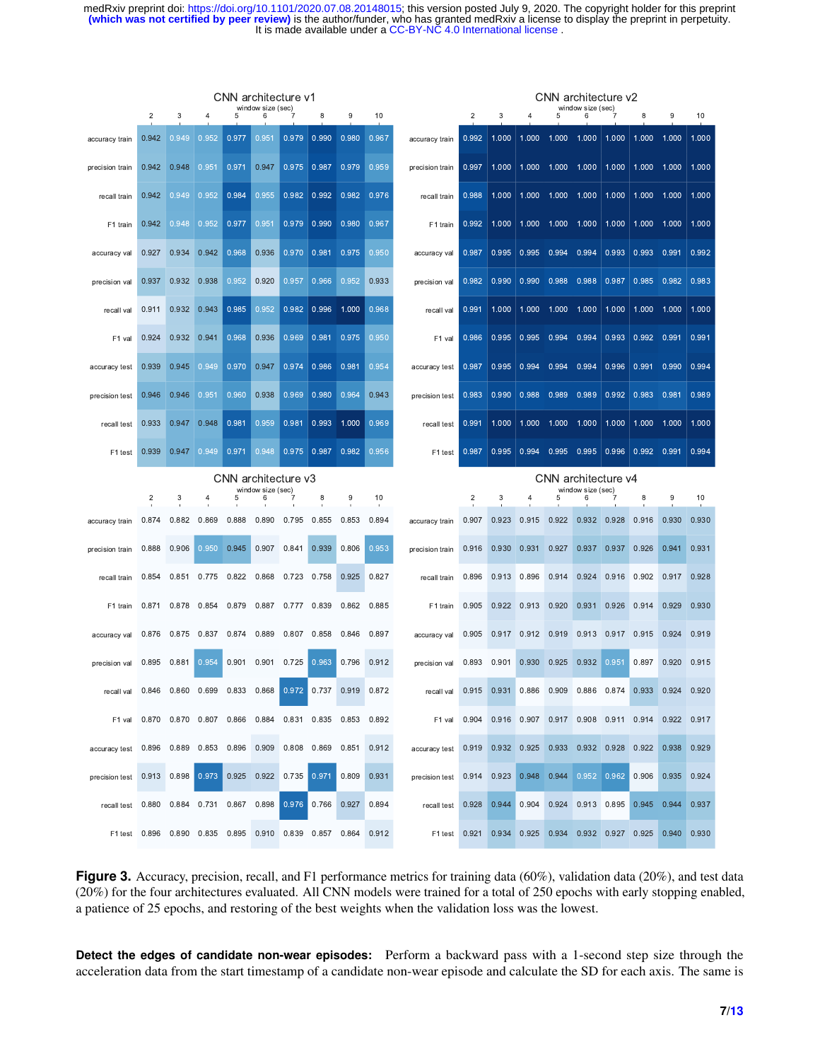**CNN architecture v1**

| window size (sec) | 2 | 3 | 4 | 5 | 6 | 7 | 8 | 9 | 10 |
|---|---|---|---|---|---|---|---|---|---|
| accuracy train | 0.942 | 0.949 | 0.952 | 0.977 | 0.951 | 0.979 | 0.990 | 0.980 | 0.967 |
| precision train | 0.942 | 0.948 | 0.951 | 0.971 | 0.947 | 0.975 | 0.987 | 0.979 | 0.959 |
| recall train | 0.942 | 0.949 | 0.952 | 0.984 | 0.955 | 0.982 | 0.992 | 0.982 | 0.976 |
| F1 train | 0.942 | 0.948 | 0.952 | 0.977 | 0.951 | 0.979 | 0.990 | 0.980 | 0.967 |
| accuracy val | 0.927 | 0.934 | 0.942 | 0.968 | 0.936 | 0.970 | 0.981 | 0.975 | 0.950 |
| precision val | 0.937 | 0.932 | 0.938 | 0.952 | 0.920 | 0.957 | 0.966 | 0.952 | 0.933 |
| recall val | 0.911 | 0.932 | 0.943 | 0.985 | 0.952 | 0.982 | 0.996 | 1.000 | 0.968 |
| F1 val | 0.924 | 0.932 | 0.941 | 0.968 | 0.936 | 0.969 | 0.981 | 0.975 | 0.950 |
| accuracy test | 0.939 | 0.945 | 0.949 | 0.970 | 0.947 | 0.974 | 0.986 | 0.981 | 0.954 |
| precision test | 0.946 | 0.946 | 0.951 | 0.960 | 0.938 | 0.969 | 0.980 | 0.964 | 0.943 |
| recall test | 0.933 | 0.947 | 0.948 | 0.981 | 0.959 | 0.981 | 0.993 | 1.000 | 0.969 |
| F1 test | 0.939 | 0.947 | 0.949 | 0.971 | 0.948 | 0.975 | 0.987 | 0.982 | 0.956 |

**CNN architecture v2**

| window size (sec) | 2 | 3 | 4 | 5 | 6 | 7 | 8 | 9 | 10 |
|---|---|---|---|---|---|---|---|---|---|
| accuracy train | 0.992 | 1.000 | 1.000 | 1.000 | 1.000 | 1.000 | 1.000 | 1.000 | 1.000 |
| precision train | 0.997 | 1.000 | 1.000 | 1.000 | 1.000 | 1.000 | 1.000 | 1.000 | 1.000 |
| recall train | 0.988 | 1.000 | 1.000 | 1.000 | 1.000 | 1.000 | 1.000 | 1.000 | 1.000 |
| F1 train | 0.992 | 1.000 | 1.000 | 1.000 | 1.000 | 1.000 | 1.000 | 1.000 | 1.000 |
| accuracy val | 0.987 | 0.995 | 0.995 | 0.994 | 0.994 | 0.993 | 0.993 | 0.991 | 0.992 |
| precision val | 0.982 | 0.990 | 0.990 | 0.988 | 0.988 | 0.987 | 0.985 | 0.982 | 0.983 |
| recall val | 0.991 | 1.000 | 1.000 | 1.000 | 1.000 | 1.000 | 1.000 | 1.000 | 1.000 |
| F1 val | 0.986 | 0.995 | 0.995 | 0.994 | 0.994 | 0.993 | 0.992 | 0.991 | 0.991 |
| accuracy test | 0.987 | 0.995 | 0.994 | 0.994 | 0.994 | 0.996 | 0.991 | 0.990 | 0.994 |
| precision test | 0.983 | 0.990 | 0.988 | 0.989 | 0.989 | 0.992 | 0.983 | 0.981 | 0.989 |
| recall test | 0.991 | 1.000 | 1.000 | 1.000 | 1.000 | 1.000 | 1.000 | 1.000 | 1.000 |
| F1 test | 0.987 | 0.995 | 0.994 | 0.995 | 0.995 | 0.996 | 0.992 | 0.991 | 0.994 |

**CNN architecture v3**

| window size (sec) | 2 | 3 | 4 | 5 | 6 | 7 | 8 | 9 | 10 |
|---|---|---|---|---|---|---|---|---|---|
| accuracy train | 0.874 | 0.882 | 0.869 | 0.888 | 0.890 | 0.795 | 0.855 | 0.853 | 0.894 |
| precision train | 0.888 | 0.906 | 0.950 | 0.945 | 0.907 | 0.841 | 0.939 | 0.806 | 0.953 |
| recall train | 0.854 | 0.851 | 0.775 | 0.822 | 0.868 | 0.723 | 0.758 | 0.925 | 0.827 |
| F1 train | 0.871 | 0.878 | 0.854 | 0.879 | 0.887 | 0.777 | 0.839 | 0.862 | 0.885 |
| accuracy val | 0.876 | 0.875 | 0.837 | 0.874 | 0.889 | 0.807 | 0.858 | 0.846 | 0.897 |
| precision val | 0.895 | 0.881 | 0.954 | 0.901 | 0.901 | 0.725 | 0.963 | 0.796 | 0.912 |
| recall val | 0.846 | 0.860 | 0.699 | 0.833 | 0.868 | 0.972 | 0.737 | 0.919 | 0.872 |
| F1 val | 0.870 | 0.870 | 0.807 | 0.866 | 0.884 | 0.831 | 0.835 | 0.853 | 0.892 |
| accuracy test | 0.896 | 0.889 | 0.853 | 0.896 | 0.909 | 0.808 | 0.869 | 0.851 | 0.912 |
| precision test | 0.913 | 0.898 | 0.973 | 0.925 | 0.922 | 0.735 | 0.971 | 0.809 | 0.931 |
| recall test | 0.880 | 0.884 | 0.731 | 0.867 | 0.898 | 0.976 | 0.766 | 0.927 | 0.894 |
| F1 test | 0.896 | 0.890 | 0.835 | 0.895 | 0.910 | 0.839 | 0.857 | 0.864 | 0.912 |

**CNN architecture v4**

| window size (sec) | 2 | 3 | 4 | 5 | 6 | 7 | 8 | 9 | 10 |
|---|---|---|---|---|---|---|---|---|---|
| accuracy train | 0.907 | 0.923 | 0.915 | 0.922 | 0.932 | 0.928 | 0.916 | 0.930 | 0.930 |
| precision train | 0.916 | 0.930 | 0.931 | 0.927 | 0.937 | 0.937 | 0.926 | 0.941 | 0.931 |
| recall train | 0.896 | 0.913 | 0.896 | 0.914 | 0.924 | 0.916 | 0.902 | 0.917 | 0.928 |
| F1 train | 0.905 | 0.922 | 0.913 | 0.920 | 0.931 | 0.926 | 0.914 | 0.929 | 0.930 |
| accuracy val | 0.905 | 0.917 | 0.912 | 0.919 | 0.913 | 0.917 | 0.915 | 0.924 | 0.919 |
| precision val | 0.893 | 0.901 | 0.930 | 0.925 | 0.932 | 0.951 | 0.897 | 0.920 | 0.915 |
| recall val | 0.915 | 0.931 | 0.886 | 0.909 | 0.886 | 0.874 | 0.933 | 0.924 | 0.920 |
| F1 val | 0.904 | 0.916 | 0.907 | 0.917 | 0.908 | 0.911 | 0.914 | 0.922 | 0.917 |
| accuracy test | 0.919 | 0.932 | 0.925 | 0.933 | 0.932 | 0.928 | 0.922 | 0.938 | 0.929 |
| precision test | 0.914 | 0.923 | 0.948 | 0.944 | 0.952 | 0.962 | 0.906 | 0.935 | 0.924 |
| recall test | 0.928 | 0.944 | 0.904 | 0.924 | 0.913 | 0.895 | 0.945 | 0.944 | 0.937 |
| F1 test | 0.921 | 0.934 | 0.925 | 0.934 | 0.932 | 0.927 | 0.925 | 0.940 | 0.930 |

**Figure 3.** Accuracy, precision, recall, and F1 performance metrics for training data (60%), validation data (20%), and test data (20%) for the four architectures evaluated. All CNN models were trained for a total of 250 epochs with early stopping enabled, a patience of 25 epochs, and restoring of the best weights when the validation loss was the lowest.

**Detect the edges of candidate non-wear episodes:** Perform a backward pass with a 1-second step size through the acceleration data from the start timestamp of a candidate non-wear episode and calculate the SD for each axis. The same is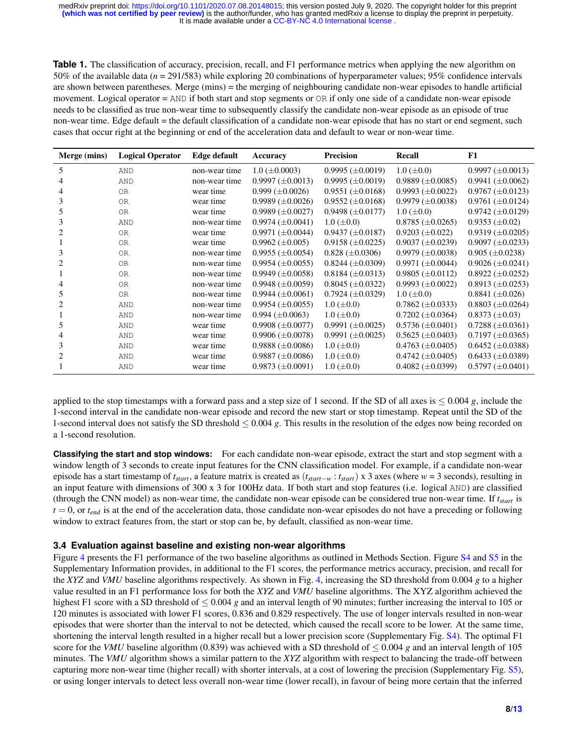**Table 1.** The classification of accuracy, precision, recall, and F1 performance metrics when applying the new algorithm on 50% of the available data ($n$ = 291/583) while exploring 20 combinations of hyperparameter values; 95% confidence intervals are shown between parentheses. Merge (mins) = the merging of neighbouring candidate non-wear episodes to handle artificial movement. Logical operator = AND if both start and stop segments or OR if only one side of a candidate non-wear episode needs to be classified as true non-wear time to subsequently classify the candidate non-wear episode as an episode of true non-wear time. Edge default = the default classification of a candidate non-wear episode that has no start or end segment, such cases that occur right at the beginning or end of the acceleration data and default to wear or non-wear time.

| Merge (mins) | Logical Operator | Edge default | Accuracy | Precision | Recall | F1 |
|---|---|---|---|---|---|---|
| 5 | AND | non-wear time | 1.0 (±0.0003) | 0.9995 (±0.0019) | 1.0 (±0.0) | 0.9997 (±0.0013) |
| 4 | AND | non-wear time | 0.9997 (±0.0013) | 0.9995 (±0.0019) | 0.9889 (±0.0085) | 0.9941 (±0.0062) |
| 4 | OR | wear time | 0.999 (±0.0026) | 0.9551 (±0.0168) | 0.9993 (±0.0022) | 0.9767 (±0.0123) |
| 3 | OR | wear time | 0.9989 (±0.0026) | 0.9552 (±0.0168) | 0.9979 (±0.0038) | 0.9761 (±0.0124) |
| 5 | OR | wear time | 0.9989 (±0.0027) | 0.9498 (±0.0177) | 1.0 (±0.0) | 0.9742 (±0.0129) |
| 3 | AND | non-wear time | 0.9974 (±0.0041) | 1.0 (±0.0) | 0.8785 (±0.0265) | 0.9353 (±0.02) |
| 2 | OR | wear time | 0.9971 (±0.0044) | 0.9437 (±0.0187) | 0.9203 (±0.022) | 0.9319 (±0.0205) |
| 1 | OR | wear time | 0.9962 (±0.005) | 0.9158 (±0.0225) | 0.9037 (±0.0239) | 0.9097 (±0.0233) |
| 3 | OR | non-wear time | 0.9955 (±0.0054) | 0.828 (±0.0306) | 0.9979 (±0.0038) | 0.905 (±0.0238) |
| 2 | OR | non-wear time | 0.9954 (±0.0055) | 0.8244 (±0.0309) | 0.9971 (±0.0044) | 0.9026 (±0.0241) |
| 1 | OR | non-wear time | 0.9949 (±0.0058) | 0.8184 (±0.0313) | 0.9805 (±0.0112) | 0.8922 (±0.0252) |
| 4 | OR | non-wear time | 0.9948 (±0.0059) | 0.8045 (±0.0322) | 0.9993 (±0.0022) | 0.8913 (±0.0253) |
| 5 | OR | non-wear time | 0.9944 (±0.0061) | 0.7924 (±0.0329) | 1.0 (±0.0) | 0.8841 (±0.026) |
| 2 | AND | non-wear time | 0.9954 (±0.0055) | 1.0 (±0.0) | 0.7862 (±0.0333) | 0.8803 (±0.0264) |
| 1 | AND | non-wear time | 0.994 (±0.0063) | 1.0 (±0.0) | 0.7202 (±0.0364) | 0.8373 (±0.03) |
| 5 | AND | wear time | 0.9908 (±0.0077) | 0.9991 (±0.0025) | 0.5736 (±0.0401) | 0.7288 (±0.0361) |
| 4 | AND | wear time | 0.9906 (±0.0078) | 0.9991 (±0.0025) | 0.5625 (±0.0403) | 0.7197 (±0.0365) |
| 3 | AND | wear time | 0.9888 (±0.0086) | 1.0 (±0.0) | 0.4763 (±0.0405) | 0.6452 (±0.0388) |
| 2 | AND | wear time | 0.9887 (±0.0086) | 1.0 (±0.0) | 0.4742 (±0.0405) | 0.6433 (±0.0389) |
| 1 | AND | wear time | 0.9873 (±0.0091) | 1.0 (±0.0) | 0.4082 (±0.0399) | 0.5797 (±0.0401) |

applied to the stop timestamps with a forward pass and a step size of 1 second. If the SD of all axes is $\leq 0.004\ g$, include the 1-second interval in the candidate non-wear episode and record the new start or stop timestamp. Repeat until the SD of the 1-second interval does not satisfy the SD threshold $\leq 0.004\ g$. This results in the resolution of the edges now being recorded on a 1-second resolution.

**Classifying the start and stop windows:** For each candidate non-wear episode, extract the start and stop segment with a window length of 3 seconds to create input features for the CNN classification model. For example, if a candidate non-wear episode has a start timestamp of $t_{start}$, a feature matrix is created as $(t_{start-w} : t_{start})$ x 3 axes (where $w$ = 3 seconds), resulting in an input feature with dimensions of 300 x 3 for 100Hz data. If both start and stop features (i.e. logical AND) are classified (through the CNN model) as non-wear time, the candidate non-wear episode can be considered true non-wear time. If $t_{start}$ is $t = 0$, or $t_{end}$ is at the end of the acceleration data, those candidate non-wear episodes do not have a preceding or following window to extract features from, the start or stop can be, by default, classified as non-wear time.

### 3.4 Evaluation against baseline and existing non-wear algorithms

Figure 4 presents the F1 performance of the two baseline algorithms as outlined in Methods Section. Figure S4 and S5 in the Supplementary Information provides, in additional to the F1 scores, the performance metrics accuracy, precision, and recall for the *XYZ* and *VMU* baseline algorithms respectively. As shown in Fig. 4, increasing the SD threshold from 0.004 $g$ to a higher value resulted in an F1 performance loss for both the *XYZ* and *VMU* baseline algorithms. The XYZ algorithm achieved the highest F1 score with a SD threshold of $\leq 0.004\ g$ and an interval length of 90 minutes; further increasing the interval to 105 or 120 minutes is associated with lower F1 scores, 0.836 and 0.829 respectively. The use of longer intervals resulted in non-wear episodes that were shorter than the interval to not be detected, which caused the recall score to be lower. At the same time, shortening the interval length resulted in a higher recall but a lower precision score (Supplementary Fig. S4). The optimal F1 score for the *VMU* baseline algorithm (0.839) was achieved with a SD threshold of $\leq 0.004\ g$ and an interval length of 105 minutes. The *VMU* algorithm shows a similar pattern to the *XYZ* algorithm with respect to balancing the trade-off between capturing more non-wear time (higher recall) with shorter intervals, at a cost of lowering the precision (Supplementary Fig. S5), or using longer intervals to detect less overall non-wear time (lower recall), in favour of being more certain that the inferred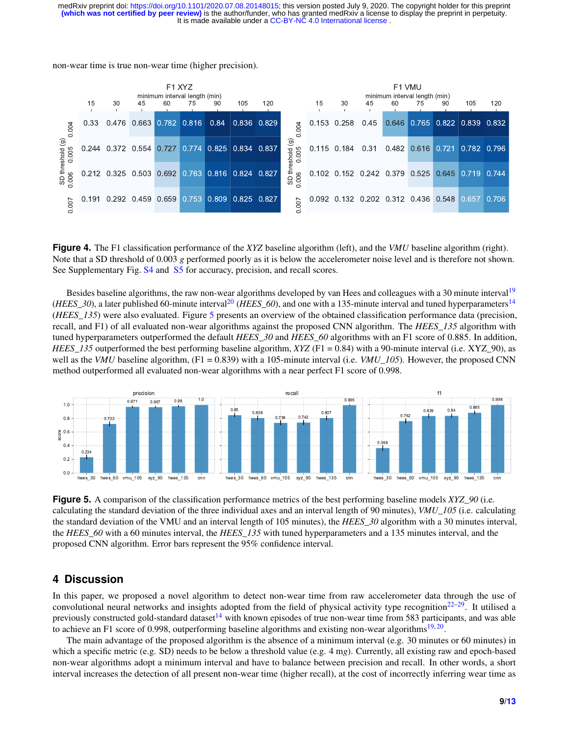non-wear time is true non-wear time (higher precision).

**Figure 4.** The F1 classification performance of the *XYZ* baseline algorithm (left), and the *VMU* baseline algorithm (right). Note that a SD threshold of 0.003 *g* performed poorly as it is below the accelerometer noise level and is therefore not shown. See Supplementary Fig. S4 and S5 for accuracy, precision, and recall scores.

Besides baseline algorithms, the raw non-wear algorithms developed by van Hees and colleagues with a 30 minute interval[19] (*HEES_30*), a later published 60-minute interval[20] (*HEES_60*), and one with a 135-minute interval and tuned hyperparameters[14] (*HEES_135*) were also evaluated. Figure 5 presents an overview of the obtained classification performance data (precision, recall, and F1) of all evaluated non-wear algorithms against the proposed CNN algorithm. The *HEES_135* algorithm with tuned hyperparameters outperformed the default *HEES_30* and *HEES_60* algorithms with an F1 score of 0.885. In addition, *HEES_135* outperformed the best performing baseline algorithm, *XYZ* (F1 = 0.84) with a 90-minute interval (i.e. XYZ_90), as well as the *VMU* baseline algorithm, (F1 = 0.839) with a 105-minute interval (i.e. *VMU_105*). However, the proposed CNN method outperformed all evaluated non-wear algorithms with a near perfect F1 score of 0.998.

**Figure 5.** A comparison of the classification performance metrics of the best performing baseline models *XYZ_90* (i.e. calculating the standard deviation of the three individual axes and an interval length of 90 minutes), *VMU_105* (i.e. calculating the standard deviation of the VMU and an interval length of 105 minutes), the *HEES_30* algorithm with a 30 minutes interval, the *HEES_60* with a 60 minutes interval, the *HEES_135* with tuned hyperparameters and a 135 minutes interval, and the proposed CNN algorithm. Error bars represent the 95% confidence interval.

## 4 Discussion

In this paper, we proposed a novel algorithm to detect non-wear time from raw accelerometer data through the use of convolutional neural networks and insights adopted from the field of physical activity type recognition[22–29]. It utilised a previously constructed gold-standard dataset[14] with known episodes of true non-wear time from 583 participants, and was able to achieve an F1 score of 0.998, outperforming baseline algorithms and existing non-wear algorithms[19,20].

The main advantage of the proposed algorithm is the absence of a minimum interval (e.g. 30 minutes or 60 minutes) in which a specific metric (e.g. SD) needs to be below a threshold value (e.g. 4 m*g*). Currently, all existing raw and epoch-based non-wear algorithms adopt a minimum interval and have to balance between precision and recall. In other words, a short interval increases the detection of all present non-wear time (higher recall), at the cost of incorrectly inferring wear time as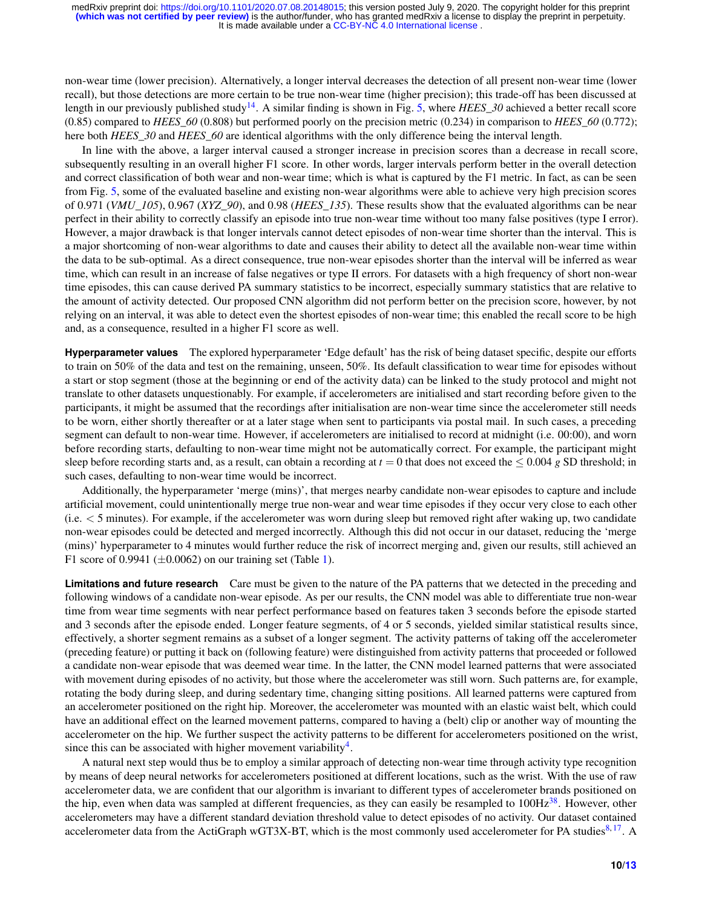non-wear time (lower precision). Alternatively, a longer interval decreases the detection of all present non-wear time (lower recall), but those detections are more certain to be true non-wear time (higher precision); this trade-off has been discussed at length in our previously published study[14]. A similar finding is shown in Fig. 5, where *HEES_30* achieved a better recall score (0.85) compared to *HEES_60* (0.808) but performed poorly on the precision metric (0.234) in comparison to *HEES_60* (0.772); here both *HEES_30* and *HEES_60* are identical algorithms with the only difference being the interval length.

In line with the above, a larger interval caused a stronger increase in precision scores than a decrease in recall score, subsequently resulting in an overall higher F1 score. In other words, larger intervals perform better in the overall detection and correct classification of both wear and non-wear time; which is what is captured by the F1 metric. In fact, as can be seen from Fig. 5, some of the evaluated baseline and existing non-wear algorithms were able to achieve very high precision scores of 0.971 (*VMU_105*), 0.967 (*XYZ_90*), and 0.98 (*HEES_135*). These results show that the evaluated algorithms can be near perfect in their ability to correctly classify an episode into true non-wear time without too many false positives (type I error). However, a major drawback is that longer intervals cannot detect episodes of non-wear time shorter than the interval. This is a major shortcoming of non-wear algorithms to date and causes their ability to detect all the available non-wear time within the data to be sub-optimal. As a direct consequence, true non-wear episodes shorter than the interval will be inferred as wear time, which can result in an increase of false negatives or type II errors. For datasets with a high frequency of short non-wear time episodes, this can cause derived PA summary statistics to be incorrect, especially summary statistics that are relative to the amount of activity detected. Our proposed CNN algorithm did not perform better on the precision score, however, by not relying on an interval, it was able to detect even the shortest episodes of non-wear time; this enabled the recall score to be high and, as a consequence, resulted in a higher F1 score as well.

**Hyperparameter values** The explored hyperparameter 'Edge default' has the risk of being dataset specific, despite our efforts to train on 50% of the data and test on the remaining, unseen, 50%. Its default classification to wear time for episodes without a start or stop segment (those at the beginning or end of the activity data) can be linked to the study protocol and might not translate to other datasets unquestionably. For example, if accelerometers are initialised and start recording before given to the participants, it might be assumed that the recordings after initialisation are non-wear time since the accelerometer still needs to be worn, either shortly thereafter or at a later stage when sent to participants via postal mail. In such cases, a preceding segment can default to non-wear time. However, if accelerometers are initialised to record at midnight (i.e. 00:00), and worn before recording starts, defaulting to non-wear time might not be automatically correct. For example, the participant might sleep before recording starts and, as a result, can obtain a recording at $t = 0$ that does not exceed the $\leq 0.004\ g$ SD threshold; in such cases, defaulting to non-wear time would be incorrect.

Additionally, the hyperparameter 'merge (mins)', that merges nearby candidate non-wear episodes to capture and include artificial movement, could unintentionally merge true non-wear and wear time episodes if they occur very close to each other (i.e. $< 5$ minutes). For example, if the accelerometer was worn during sleep but removed right after waking up, two candidate non-wear episodes could be detected and merged incorrectly. Although this did not occur in our dataset, reducing the 'merge (mins)' hyperparameter to 4 minutes would further reduce the risk of incorrect merging and, given our results, still achieved an F1 score of 0.9941 ($\pm 0.0062$) on our training set (Table 1).

**Limitations and future research** Care must be given to the nature of the PA patterns that we detected in the preceding and following windows of a candidate non-wear episode. As per our results, the CNN model was able to differentiate true non-wear time from wear time segments with near perfect performance based on features taken 3 seconds before the episode started and 3 seconds after the episode ended. Longer feature segments, of 4 or 5 seconds, yielded similar statistical results since, effectively, a shorter segment remains as a subset of a longer segment. The activity patterns of taking off the accelerometer (preceding feature) or putting it back on (following feature) were distinguished from activity patterns that proceeded or followed a candidate non-wear episode that was deemed wear time. In the latter, the CNN model learned patterns that were associated with movement during episodes of no activity, but those where the accelerometer was still worn. Such patterns are, for example, rotating the body during sleep, and during sedentary time, changing sitting positions. All learned patterns were captured from an accelerometer positioned on the right hip. Moreover, the accelerometer was mounted with an elastic waist belt, which could have an additional effect on the learned movement patterns, compared to having a (belt) clip or another way of mounting the accelerometer on the hip. We further suspect the activity patterns to be different for accelerometers positioned on the wrist, since this can be associated with higher movement variability[4].

A natural next step would thus be to employ a similar approach of detecting non-wear time through activity type recognition by means of deep neural networks for accelerometers positioned at different locations, such as the wrist. With the use of raw accelerometer data, we are confident that our algorithm is invariant to different types of accelerometer brands positioned on the hip, even when data was sampled at different frequencies, as they can easily be resampled to 100Hz[38]. However, other accelerometers may have a different standard deviation threshold value to detect episodes of no activity. Our dataset contained accelerometer data from the ActiGraph wGT3X-BT, which is the most commonly used accelerometer for PA studies[8,17]. A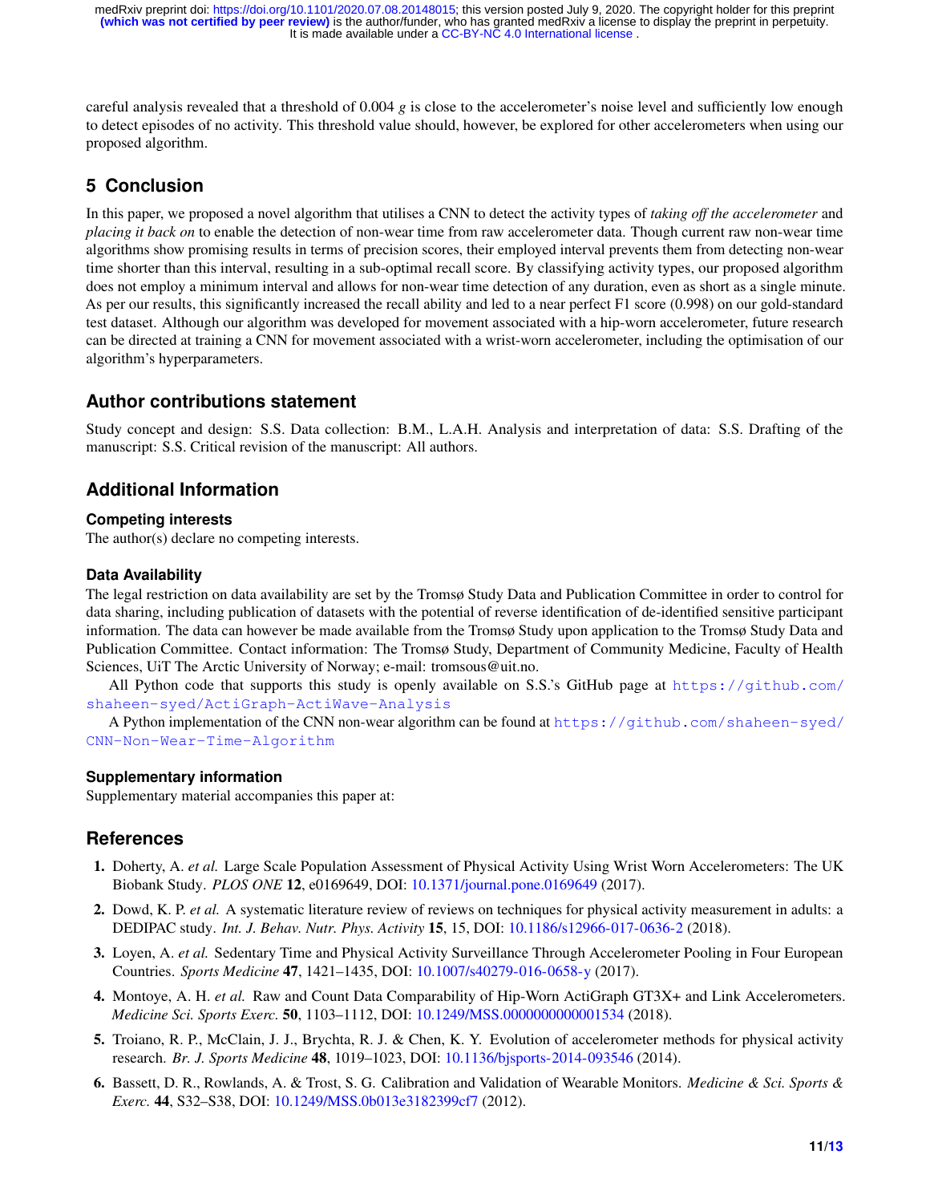careful analysis revealed that a threshold of 0.004 *g* is close to the accelerometer's noise level and sufficiently low enough to detect episodes of no activity. This threshold value should, however, be explored for other accelerometers when using our proposed algorithm.

## 5 Conclusion

In this paper, we proposed a novel algorithm that utilises a CNN to detect the activity types of *taking off the accelerometer* and *placing it back on* to enable the detection of non-wear time from raw accelerometer data. Though current raw non-wear time algorithms show promising results in terms of precision scores, their employed interval prevents them from detecting non-wear time shorter than this interval, resulting in a sub-optimal recall score. By classifying activity types, our proposed algorithm does not employ a minimum interval and allows for non-wear time detection of any duration, even as short as a single minute. As per our results, this significantly increased the recall ability and led to a near perfect F1 score (0.998) on our gold-standard test dataset. Although our algorithm was developed for movement associated with a hip-worn accelerometer, future research can be directed at training a CNN for movement associated with a wrist-worn accelerometer, including the optimisation of our algorithm's hyperparameters.

## Author contributions statement

Study concept and design: S.S. Data collection: B.M., L.A.H. Analysis and interpretation of data: S.S. Drafting of the manuscript: S.S. Critical revision of the manuscript: All authors.

## Additional Information

### Competing interests

The author(s) declare no competing interests.

### Data Availability

The legal restriction on data availability are set by the Tromsø Study Data and Publication Committee in order to control for data sharing, including publication of datasets with the potential of reverse identification of de-identified sensitive participant information. The data can however be made available from the Tromsø Study upon application to the Tromsø Study Data and Publication Committee. Contact information: The Tromsø Study, Department of Community Medicine, Faculty of Health Sciences, UiT The Arctic University of Norway; e-mail: tromsous@uit.no.

All Python code that supports this study is openly available on S.S.'s GitHub page at https://github.com/shaheen-syed/ActiGraph-ActiWave-Analysis

A Python implementation of the CNN non-wear algorithm can be found at https://github.com/shaheen-syed/CNN-Non-Wear-Time-Algorithm

### Supplementary information

Supplementary material accompanies this paper at:

## References

1. Doherty, A. *et al.* Large Scale Population Assessment of Physical Activity Using Wrist Worn Accelerometers: The UK Biobank Study. *PLOS ONE* **12**, e0169649, DOI: 10.1371/journal.pone.0169649 (2017).
2. Dowd, K. P. *et al.* A systematic literature review of reviews on techniques for physical activity measurement in adults: a DEDIPAC study. *Int. J. Behav. Nutr. Phys. Activity* **15**, 15, DOI: 10.1186/s12966-017-0636-2 (2018).
3. Loyen, A. *et al.* Sedentary Time and Physical Activity Surveillance Through Accelerometer Pooling in Four European Countries. *Sports Medicine* **47**, 1421–1435, DOI: 10.1007/s40279-016-0658-y (2017).
4. Montoye, A. H. *et al.* Raw and Count Data Comparability of Hip-Worn ActiGraph GT3X+ and Link Accelerometers. *Medicine Sci. Sports Exerc.* **50**, 1103–1112, DOI: 10.1249/MSS.0000000000001534 (2018).
5. Troiano, R. P., McClain, J. J., Brychta, R. J. & Chen, K. Y. Evolution of accelerometer methods for physical activity research. *Br. J. Sports Medicine* **48**, 1019–1023, DOI: 10.1136/bjsports-2014-093546 (2014).
6. Bassett, D. R., Rowlands, A. & Trost, S. G. Calibration and Validation of Wearable Monitors. *Medicine & Sci. Sports & Exerc.* **44**, S32–S38, DOI: 10.1249/MSS.0b013e3182399cf7 (2012).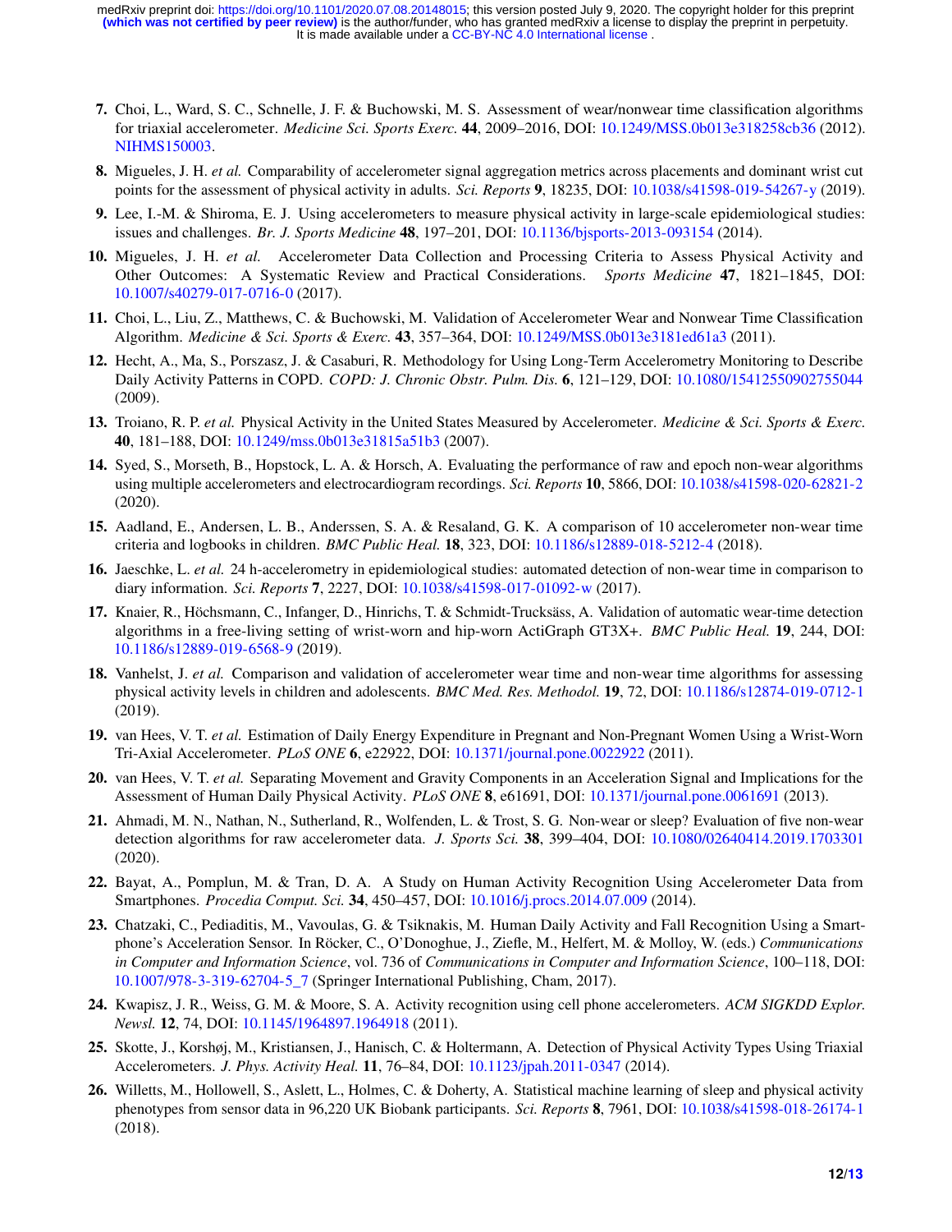7. Choi, L., Ward, S. C., Schnelle, J. F. & Buchowski, M. S. Assessment of wear/nonwear time classification algorithms for triaxial accelerometer. *Medicine Sci. Sports Exerc.* **44**, 2009–2016, DOI: 10.1249/MSS.0b013e318258cb36 (2012). NIHMS150003.

8. Migueles, J. H. *et al.* Comparability of accelerometer signal aggregation metrics across placements and dominant wrist cut points for the assessment of physical activity in adults. *Sci. Reports* **9**, 18235, DOI: 10.1038/s41598-019-54267-y (2019).

9. Lee, I.-M. & Shiroma, E. J. Using accelerometers to measure physical activity in large-scale epidemiological studies: issues and challenges. *Br. J. Sports Medicine* **48**, 197–201, DOI: 10.1136/bjsports-2013-093154 (2014).

10. Migueles, J. H. *et al.* Accelerometer Data Collection and Processing Criteria to Assess Physical Activity and Other Outcomes: A Systematic Review and Practical Considerations. *Sports Medicine* **47**, 1821–1845, DOI: 10.1007/s40279-017-0716-0 (2017).

11. Choi, L., Liu, Z., Matthews, C. & Buchowski, M. Validation of Accelerometer Wear and Nonwear Time Classification Algorithm. *Medicine & Sci. Sports & Exerc.* **43**, 357–364, DOI: 10.1249/MSS.0b013e3181ed61a3 (2011).

12. Hecht, A., Ma, S., Porszasz, J. & Casaburi, R. Methodology for Using Long-Term Accelerometry Monitoring to Describe Daily Activity Patterns in COPD. *COPD: J. Chronic Obstr. Pulm. Dis.* **6**, 121–129, DOI: 10.1080/15412550902755044 (2009).

13. Troiano, R. P. *et al.* Physical Activity in the United States Measured by Accelerometer. *Medicine & Sci. Sports & Exerc.* **40**, 181–188, DOI: 10.1249/mss.0b013e31815a51b3 (2007).

14. Syed, S., Morseth, B., Hopstock, L. A. & Horsch, A. Evaluating the performance of raw and epoch non-wear algorithms using multiple accelerometers and electrocardiogram recordings. *Sci. Reports* **10**, 5866, DOI: 10.1038/s41598-020-62821-2 (2020).

15. Aadland, E., Andersen, L. B., Anderssen, S. A. & Resaland, G. K. A comparison of 10 accelerometer non-wear time criteria and logbooks in children. *BMC Public Heal.* **18**, 323, DOI: 10.1186/s12889-018-5212-4 (2018).

16. Jaeschke, L. *et al.* 24 h-accelerometry in epidemiological studies: automated detection of non-wear time in comparison to diary information. *Sci. Reports* **7**, 2227, DOI: 10.1038/s41598-017-01092-w (2017).

17. Knaier, R., Höchsmann, C., Infanger, D., Hinrichs, T. & Schmidt-Trucksäss, A. Validation of automatic wear-time detection algorithms in a free-living setting of wrist-worn and hip-worn ActiGraph GT3X+. *BMC Public Heal.* **19**, 244, DOI: 10.1186/s12889-019-6568-9 (2019).

18. Vanhelst, J. *et al.* Comparison and validation of accelerometer wear time and non-wear time algorithms for assessing physical activity levels in children and adolescents. *BMC Med. Res. Methodol.* **19**, 72, DOI: 10.1186/s12874-019-0712-1 (2019).

19. van Hees, V. T. *et al.* Estimation of Daily Energy Expenditure in Pregnant and Non-Pregnant Women Using a Wrist-Worn Tri-Axial Accelerometer. *PLoS ONE* **6**, e22922, DOI: 10.1371/journal.pone.0022922 (2011).

20. van Hees, V. T. *et al.* Separating Movement and Gravity Components in an Acceleration Signal and Implications for the Assessment of Human Daily Physical Activity. *PLoS ONE* **8**, e61691, DOI: 10.1371/journal.pone.0061691 (2013).

21. Ahmadi, M. N., Nathan, N., Sutherland, R., Wolfenden, L. & Trost, S. G. Non-wear or sleep? Evaluation of five non-wear detection algorithms for raw accelerometer data. *J. Sports Sci.* **38**, 399–404, DOI: 10.1080/02640414.2019.1703301 (2020).

22. Bayat, A., Pomplun, M. & Tran, D. A. A Study on Human Activity Recognition Using Accelerometer Data from Smartphones. *Procedia Comput. Sci.* **34**, 450–457, DOI: 10.1016/j.procs.2014.07.009 (2014).

23. Chatzaki, C., Pediaditis, M., Vavoulas, G. & Tsiknakis, M. Human Daily Activity and Fall Recognition Using a Smartphone's Acceleration Sensor. In Röcker, C., O'Donoghue, J., Ziefle, M., Helfert, M. & Molloy, W. (eds.) *Communications in Computer and Information Science*, vol. 736 of *Communications in Computer and Information Science*, 100–118, DOI: 10.1007/978-3-319-62704-5_7 (Springer International Publishing, Cham, 2017).

24. Kwapisz, J. R., Weiss, G. M. & Moore, S. A. Activity recognition using cell phone accelerometers. *ACM SIGKDD Explor. Newsl.* **12**, 74, DOI: 10.1145/1964897.1964918 (2011).

25. Skotte, J., Korshøj, M., Kristiansen, J., Hanisch, C. & Holtermann, A. Detection of Physical Activity Types Using Triaxial Accelerometers. *J. Phys. Activity Heal.* **11**, 76–84, DOI: 10.1123/jpah.2011-0347 (2014).

26. Willetts, M., Hollowell, S., Aslett, L., Holmes, C. & Doherty, A. Statistical machine learning of sleep and physical activity phenotypes from sensor data in 96,220 UK Biobank participants. *Sci. Reports* **8**, 7961, DOI: 10.1038/s41598-018-26174-1 (2018).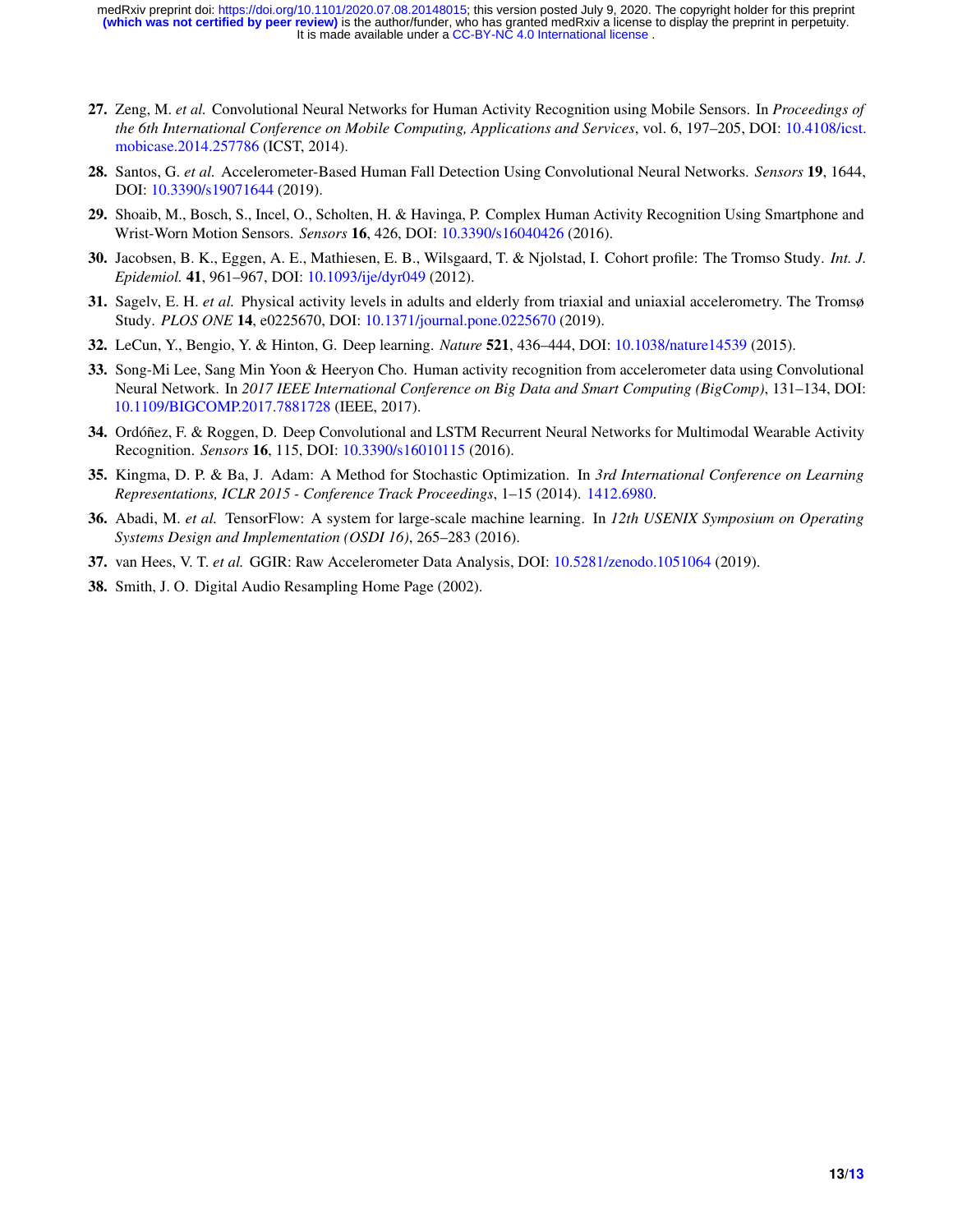27. Zeng, M. *et al.* Convolutional Neural Networks for Human Activity Recognition using Mobile Sensors. In *Proceedings of the 6th International Conference on Mobile Computing, Applications and Services*, vol. 6, 197–205, DOI: 10.4108/icst.mobicase.2014.257786 (ICST, 2014).
28. Santos, G. *et al.* Accelerometer-Based Human Fall Detection Using Convolutional Neural Networks. *Sensors* **19**, 1644, DOI: 10.3390/s19071644 (2019).
29. Shoaib, M., Bosch, S., Incel, O., Scholten, H. & Havinga, P. Complex Human Activity Recognition Using Smartphone and Wrist-Worn Motion Sensors. *Sensors* **16**, 426, DOI: 10.3390/s16040426 (2016).
30. Jacobsen, B. K., Eggen, A. E., Mathiesen, E. B., Wilsgaard, T. & Njolstad, I. Cohort profile: The Tromso Study. *Int. J. Epidemiol.* **41**, 961–967, DOI: 10.1093/ije/dyr049 (2012).
31. Sagelv, E. H. *et al.* Physical activity levels in adults and elderly from triaxial and uniaxial accelerometry. The Tromsø Study. *PLOS ONE* **14**, e0225670, DOI: 10.1371/journal.pone.0225670 (2019).
32. LeCun, Y., Bengio, Y. & Hinton, G. Deep learning. *Nature* **521**, 436–444, DOI: 10.1038/nature14539 (2015).
33. Song-Mi Lee, Sang Min Yoon & Heeryon Cho. Human activity recognition from accelerometer data using Convolutional Neural Network. In *2017 IEEE International Conference on Big Data and Smart Computing (BigComp)*, 131–134, DOI: 10.1109/BIGCOMP.2017.7881728 (IEEE, 2017).
34. Ordóñez, F. & Roggen, D. Deep Convolutional and LSTM Recurrent Neural Networks for Multimodal Wearable Activity Recognition. *Sensors* **16**, 115, DOI: 10.3390/s16010115 (2016).
35. Kingma, D. P. & Ba, J. Adam: A Method for Stochastic Optimization. In *3rd International Conference on Learning Representations, ICLR 2015 - Conference Track Proceedings*, 1–15 (2014). 1412.6980.
36. Abadi, M. *et al.* TensorFlow: A system for large-scale machine learning. In *12th USENIX Symposium on Operating Systems Design and Implementation (OSDI 16)*, 265–283 (2016).
37. van Hees, V. T. *et al.* GGIR: Raw Accelerometer Data Analysis, DOI: 10.5281/zenodo.1051064 (2019).
38. Smith, J. O. Digital Audio Resampling Home Page (2002).